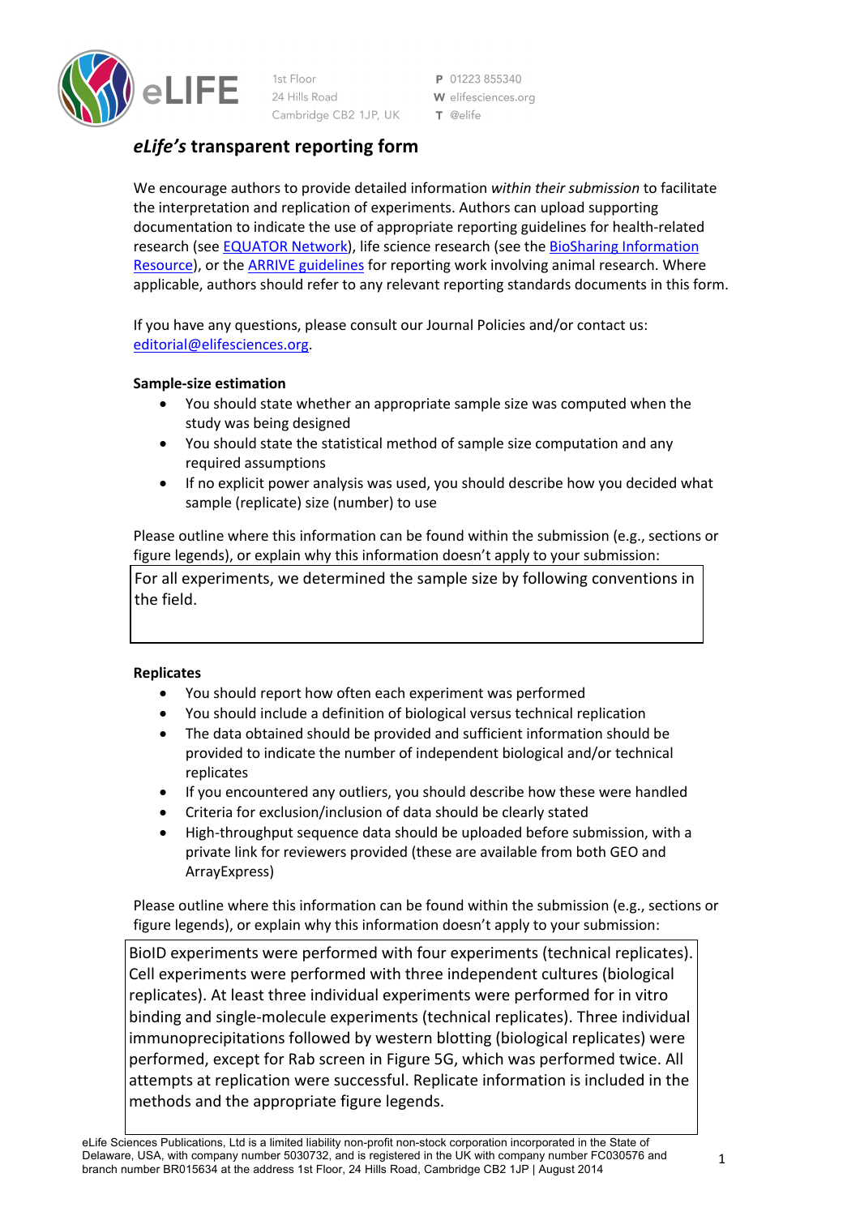# *eLife's* transparent reporting form

We encourage authors to provide detailed information *within their submission* to facilitate the interpretation and replication of experiments. Authors can upload supporting documentation to indicate the use of appropriate reporting guidelines for health-related research (see EQUATOR Network), life science research (see the BioSharing Information Resource), or the ARRIVE guidelines for reporting work involving animal research. Where applicable, authors should refer to any relevant reporting standards documents in this form.

If you have any questions, please consult our Journal Policies and/or contact us: editorial@elifesciences.org.

**Sample-size estimation**

- You should state whether an appropriate sample size was computed when the study was being designed
- You should state the statistical method of sample size computation and any required assumptions
- If no explicit power analysis was used, you should describe how you decided what sample (replicate) size (number) to use

Please outline where this information can be found within the submission (e.g., sections or figure legends), or explain why this information doesn't apply to your submission:

For all experiments, we determined the sample size by following conventions in the field.

**Replicates**

- You should report how often each experiment was performed
- You should include a definition of biological versus technical replication
- The data obtained should be provided and sufficient information should be provided to indicate the number of independent biological and/or technical replicates
- If you encountered any outliers, you should describe how these were handled
- Criteria for exclusion/inclusion of data should be clearly stated
- High-throughput sequence data should be uploaded before submission, with a private link for reviewers provided (these are available from both GEO and ArrayExpress)

Please outline where this information can be found within the submission (e.g., sections or figure legends), or explain why this information doesn't apply to your submission:

BioID experiments were performed with four experiments (technical replicates). Cell experiments were performed with three independent cultures (biological replicates). At least three individual experiments were performed for in vitro binding and single-molecule experiments (technical replicates). Three individual immunoprecipitations followed by western blotting (biological replicates) were performed, except for Rab screen in Figure 5G, which was performed twice. All attempts at replication were successful. Replicate information is included in the methods and the appropriate figure legends.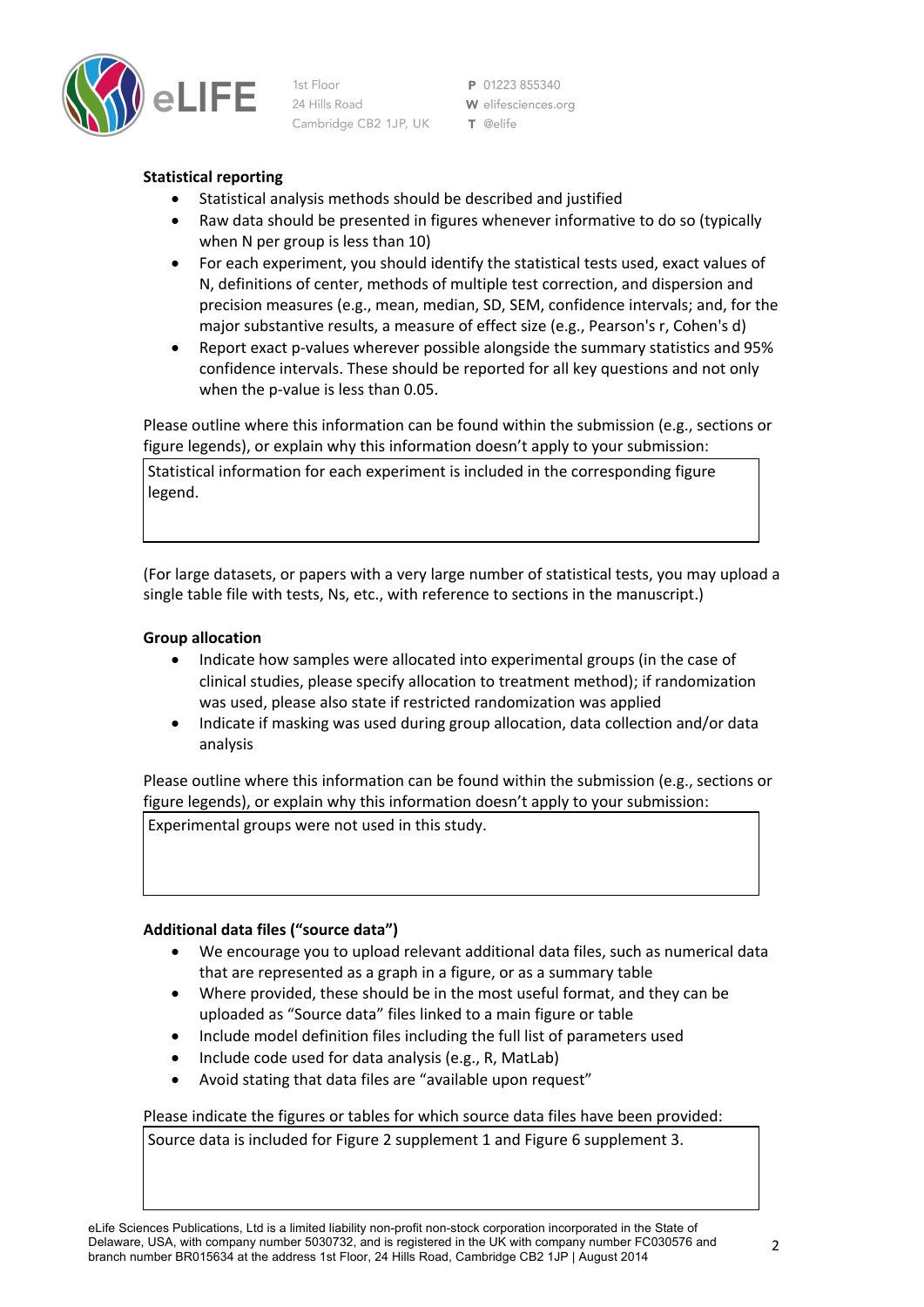### Statistical reporting

- Statistical analysis methods should be described and justified
- Raw data should be presented in figures whenever informative to do so (typically when N per group is less than 10)
- For each experiment, you should identify the statistical tests used, exact values of N, definitions of center, methods of multiple test correction, and dispersion and precision measures (e.g., mean, median, SD, SEM, confidence intervals; and, for the major substantive results, a measure of effect size (e.g., Pearson's r, Cohen's d)
- Report exact p-values wherever possible alongside the summary statistics and 95% confidence intervals. These should be reported for all key questions and not only when the p-value is less than 0.05.

Please outline where this information can be found within the submission (e.g., sections or figure legends), or explain why this information doesn't apply to your submission:

> Statistical information for each experiment is included in the corresponding figure legend.

(For large datasets, or papers with a very large number of statistical tests, you may upload a single table file with tests, Ns, etc., with reference to sections in the manuscript.)

### Group allocation

- Indicate how samples were allocated into experimental groups (in the case of clinical studies, please specify allocation to treatment method); if randomization was used, please also state if restricted randomization was applied
- Indicate if masking was used during group allocation, data collection and/or data analysis

Please outline where this information can be found within the submission (e.g., sections or figure legends), or explain why this information doesn't apply to your submission:

> Experimental groups were not used in this study.

### Additional data files ("source data")

- We encourage you to upload relevant additional data files, such as numerical data that are represented as a graph in a figure, or as a summary table
- Where provided, these should be in the most useful format, and they can be uploaded as "Source data" files linked to a main figure or table
- Include model definition files including the full list of parameters used
- Include code used for data analysis (e.g., R, MatLab)
- Avoid stating that data files are "available upon request"

Please indicate the figures or tables for which source data files have been provided:

> Source data is included for Figure 2 supplement 1 and Figure 6 supplement 3.